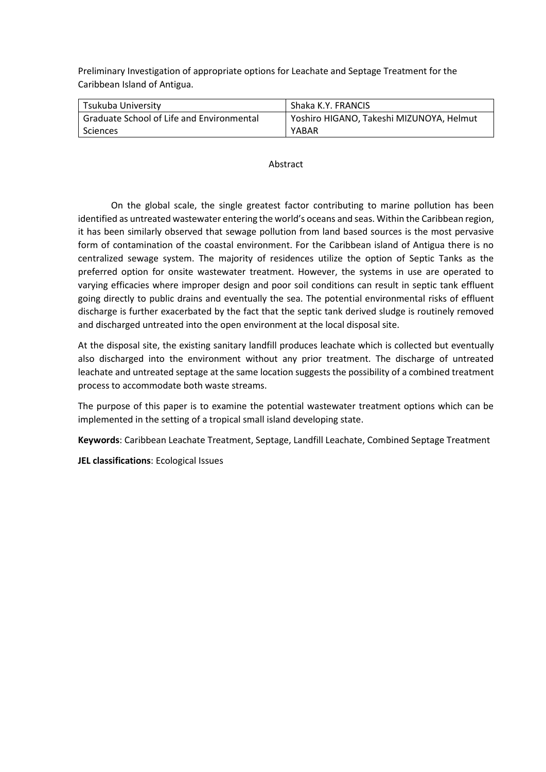Preliminary Investigation of appropriate options for Leachate and Septage Treatment for the Caribbean Island of Antigua.

| Tsukuba University | Shaka K.Y. FRANCIS |
|---|---|
| Graduate School of Life and Environmental Sciences | Yoshiro HIGANO, Takeshi MIZUNOYA, Helmut YABAR |

## Abstract

On the global scale, the single greatest factor contributing to marine pollution has been identified as untreated wastewater entering the world's oceans and seas. Within the Caribbean region, it has been similarly observed that sewage pollution from land based sources is the most pervasive form of contamination of the coastal environment. For the Caribbean island of Antigua there is no centralized sewage system. The majority of residences utilize the option of Septic Tanks as the preferred option for onsite wastewater treatment. However, the systems in use are operated to varying efficacies where improper design and poor soil conditions can result in septic tank effluent going directly to public drains and eventually the sea. The potential environmental risks of effluent discharge is further exacerbated by the fact that the septic tank derived sludge is routinely removed and discharged untreated into the open environment at the local disposal site.

At the disposal site, the existing sanitary landfill produces leachate which is collected but eventually also discharged into the environment without any prior treatment. The discharge of untreated leachate and untreated septage at the same location suggests the possibility of a combined treatment process to accommodate both waste streams.

The purpose of this paper is to examine the potential wastewater treatment options which can be implemented in the setting of a tropical small island developing state.

**Keywords**: Caribbean Leachate Treatment, Septage, Landfill Leachate, Combined Septage Treatment

**JEL classifications**: Ecological Issues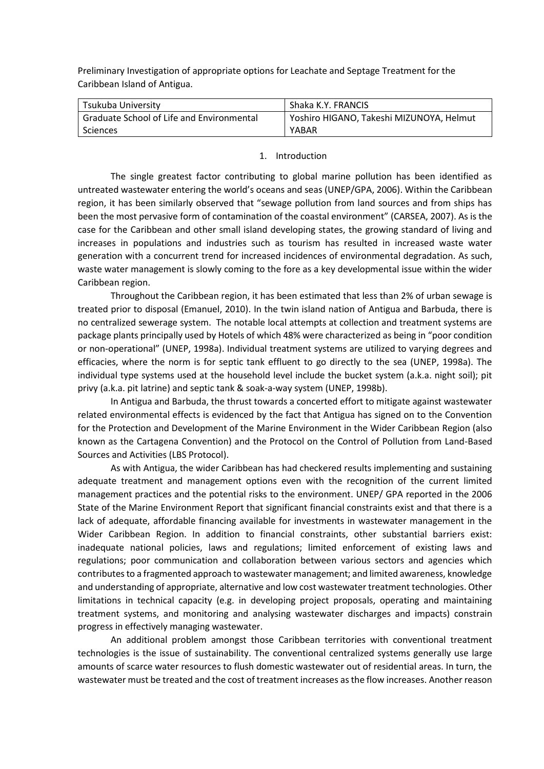Preliminary Investigation of appropriate options for Leachate and Septage Treatment for the Caribbean Island of Antigua.

| Tsukuba University | Shaka K.Y. FRANCIS |
|---|---|
| Graduate School of Life and Environmental Sciences | Yoshiro HIGANO, Takeshi MIZUNOYA, Helmut YABAR |

## 1. Introduction

The single greatest factor contributing to global marine pollution has been identified as untreated wastewater entering the world's oceans and seas (UNEP/GPA, 2006). Within the Caribbean region, it has been similarly observed that "sewage pollution from land sources and from ships has been the most pervasive form of contamination of the coastal environment" (CARSEA, 2007). As is the case for the Caribbean and other small island developing states, the growing standard of living and increases in populations and industries such as tourism has resulted in increased waste water generation with a concurrent trend for increased incidences of environmental degradation. As such, waste water management is slowly coming to the fore as a key developmental issue within the wider Caribbean region.

Throughout the Caribbean region, it has been estimated that less than 2% of urban sewage is treated prior to disposal (Emanuel, 2010). In the twin island nation of Antigua and Barbuda, there is no centralized sewerage system. The notable local attempts at collection and treatment systems are package plants principally used by Hotels of which 48% were characterized as being in "poor condition or non-operational" (UNEP, 1998a). Individual treatment systems are utilized to varying degrees and efficacies, where the norm is for septic tank effluent to go directly to the sea (UNEP, 1998a). The individual type systems used at the household level include the bucket system (a.k.a. night soil); pit privy (a.k.a. pit latrine) and septic tank & soak-a-way system (UNEP, 1998b).

In Antigua and Barbuda, the thrust towards a concerted effort to mitigate against wastewater related environmental effects is evidenced by the fact that Antigua has signed on to the Convention for the Protection and Development of the Marine Environment in the Wider Caribbean Region (also known as the Cartagena Convention) and the Protocol on the Control of Pollution from Land-Based Sources and Activities (LBS Protocol).

As with Antigua, the wider Caribbean has had checkered results implementing and sustaining adequate treatment and management options even with the recognition of the current limited management practices and the potential risks to the environment. UNEP/ GPA reported in the 2006 State of the Marine Environment Report that significant financial constraints exist and that there is a lack of adequate, affordable financing available for investments in wastewater management in the Wider Caribbean Region. In addition to financial constraints, other substantial barriers exist: inadequate national policies, laws and regulations; limited enforcement of existing laws and regulations; poor communication and collaboration between various sectors and agencies which contributes to a fragmented approach to wastewater management; and limited awareness, knowledge and understanding of appropriate, alternative and low cost wastewater treatment technologies. Other limitations in technical capacity (e.g. in developing project proposals, operating and maintaining treatment systems, and monitoring and analysing wastewater discharges and impacts) constrain progress in effectively managing wastewater.

An additional problem amongst those Caribbean territories with conventional treatment technologies is the issue of sustainability. The conventional centralized systems generally use large amounts of scarce water resources to flush domestic wastewater out of residential areas. In turn, the wastewater must be treated and the cost of treatment increases as the flow increases. Another reason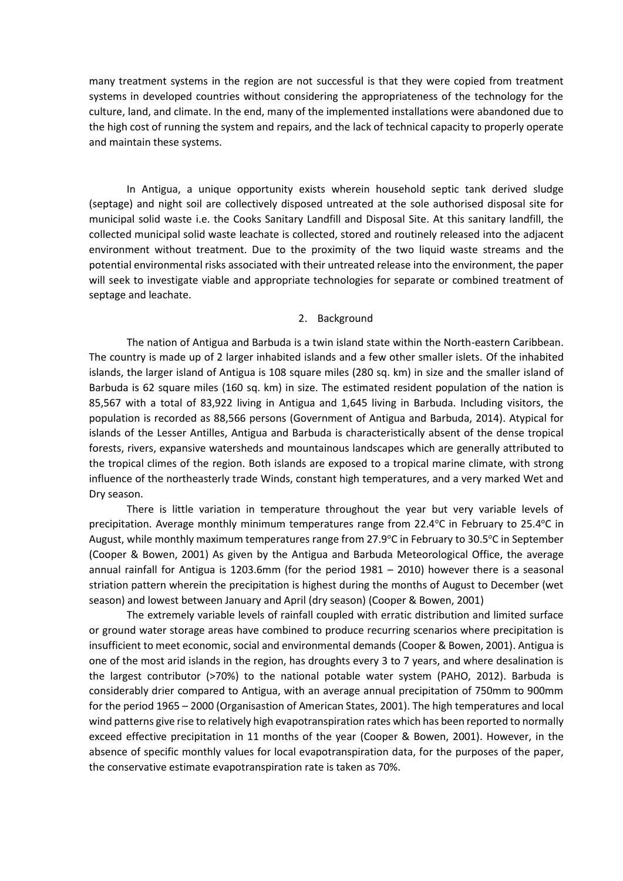many treatment systems in the region are not successful is that they were copied from treatment systems in developed countries without considering the appropriateness of the technology for the culture, land, and climate. In the end, many of the implemented installations were abandoned due to the high cost of running the system and repairs, and the lack of technical capacity to properly operate and maintain these systems.

In Antigua, a unique opportunity exists wherein household septic tank derived sludge (septage) and night soil are collectively disposed untreated at the sole authorised disposal site for municipal solid waste i.e. the Cooks Sanitary Landfill and Disposal Site. At this sanitary landfill, the collected municipal solid waste leachate is collected, stored and routinely released into the adjacent environment without treatment. Due to the proximity of the two liquid waste streams and the potential environmental risks associated with their untreated release into the environment, the paper will seek to investigate viable and appropriate technologies for separate or combined treatment of septage and leachate.

## 2. Background

The nation of Antigua and Barbuda is a twin island state within the North-eastern Caribbean. The country is made up of 2 larger inhabited islands and a few other smaller islets. Of the inhabited islands, the larger island of Antigua is 108 square miles (280 sq. km) in size and the smaller island of Barbuda is 62 square miles (160 sq. km) in size. The estimated resident population of the nation is 85,567 with a total of 83,922 living in Antigua and 1,645 living in Barbuda. Including visitors, the population is recorded as 88,566 persons (Government of Antigua and Barbuda, 2014). Atypical for islands of the Lesser Antilles, Antigua and Barbuda is characteristically absent of the dense tropical forests, rivers, expansive watersheds and mountainous landscapes which are generally attributed to the tropical climes of the region. Both islands are exposed to a tropical marine climate, with strong influence of the northeasterly trade Winds, constant high temperatures, and a very marked Wet and Dry season.

There is little variation in temperature throughout the year but very variable levels of precipitation. Average monthly minimum temperatures range from 22.4$^{o}$C in February to 25.4$^{o}$C in August, while monthly maximum temperatures range from 27.9$^{o}$C in February to 30.5$^{o}$C in September (Cooper & Bowen, 2001) As given by the Antigua and Barbuda Meteorological Office, the average annual rainfall for Antigua is 1203.6mm (for the period 1981 – 2010) however there is a seasonal striation pattern wherein the precipitation is highest during the months of August to December (wet season) and lowest between January and April (dry season) (Cooper & Bowen, 2001)

The extremely variable levels of rainfall coupled with erratic distribution and limited surface or ground water storage areas have combined to produce recurring scenarios where precipitation is insufficient to meet economic, social and environmental demands (Cooper & Bowen, 2001). Antigua is one of the most arid islands in the region, has droughts every 3 to 7 years, and where desalination is the largest contributor (>70%) to the national potable water system (PAHO, 2012). Barbuda is considerably drier compared to Antigua, with an average annual precipitation of 750mm to 900mm for the period 1965 – 2000 (Organisastion of American States, 2001). The high temperatures and local wind patterns give rise to relatively high evapotranspiration rates which has been reported to normally exceed effective precipitation in 11 months of the year (Cooper & Bowen, 2001). However, in the absence of specific monthly values for local evapotranspiration data, for the purposes of the paper, the conservative estimate evapotranspiration rate is taken as 70%.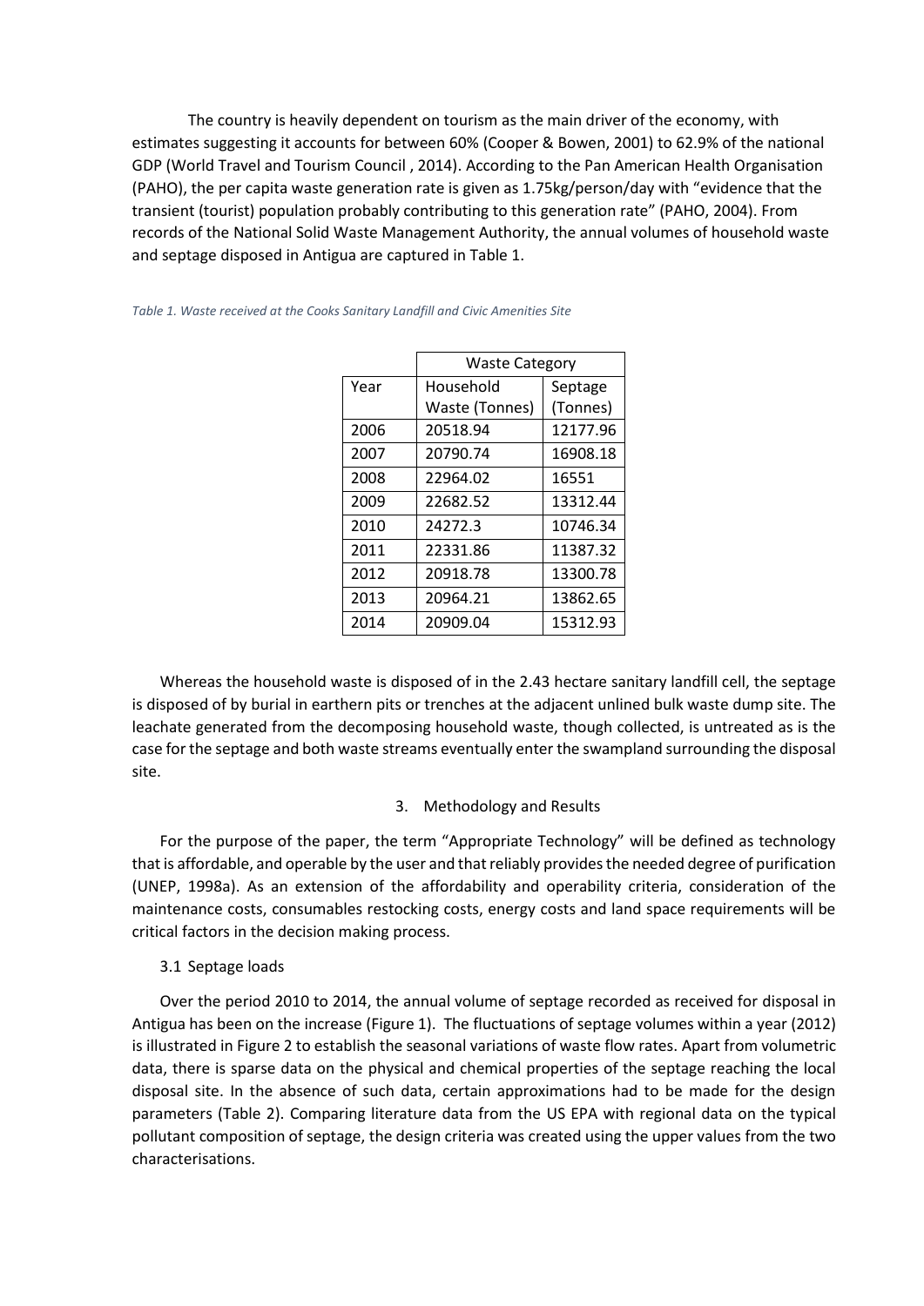The country is heavily dependent on tourism as the main driver of the economy, with estimates suggesting it accounts for between 60% (Cooper & Bowen, 2001) to 62.9% of the national GDP (World Travel and Tourism Council , 2014). According to the Pan American Health Organisation (PAHO), the per capita waste generation rate is given as 1.75kg/person/day with "evidence that the transient (tourist) population probably contributing to this generation rate" (PAHO, 2004). From records of the National Solid Waste Management Authority, the annual volumes of household waste and septage disposed in Antigua are captured in Table 1.

*Table 1. Waste received at the Cooks Sanitary Landfill and Civic Amenities Site*

| | Waste Category | |
|---|---|---|
| Year | Household Waste (Tonnes) | Septage (Tonnes) |
| 2006 | 20518.94 | 12177.96 |
| 2007 | 20790.74 | 16908.18 |
| 2008 | 22964.02 | 16551 |
| 2009 | 22682.52 | 13312.44 |
| 2010 | 24272.3 | 10746.34 |
| 2011 | 22331.86 | 11387.32 |
| 2012 | 20918.78 | 13300.78 |
| 2013 | 20964.21 | 13862.65 |
| 2014 | 20909.04 | 15312.93 |

Whereas the household waste is disposed of in the 2.43 hectare sanitary landfill cell, the septage is disposed of by burial in earthern pits or trenches at the adjacent unlined bulk waste dump site. The leachate generated from the decomposing household waste, though collected, is untreated as is the case for the septage and both waste streams eventually enter the swampland surrounding the disposal site.

## 3. Methodology and Results

For the purpose of the paper, the term "Appropriate Technology" will be defined as technology that is affordable, and operable by the user and that reliably provides the needed degree of purification (UNEP, 1998a). As an extension of the affordability and operability criteria, consideration of the maintenance costs, consumables restocking costs, energy costs and land space requirements will be critical factors in the decision making process.

### 3.1 Septage loads

Over the period 2010 to 2014, the annual volume of septage recorded as received for disposal in Antigua has been on the increase (Figure 1). The fluctuations of septage volumes within a year (2012) is illustrated in Figure 2 to establish the seasonal variations of waste flow rates. Apart from volumetric data, there is sparse data on the physical and chemical properties of the septage reaching the local disposal site. In the absence of such data, certain approximations had to be made for the design parameters (Table 2). Comparing literature data from the US EPA with regional data on the typical pollutant composition of septage, the design criteria was created using the upper values from the two characterisations.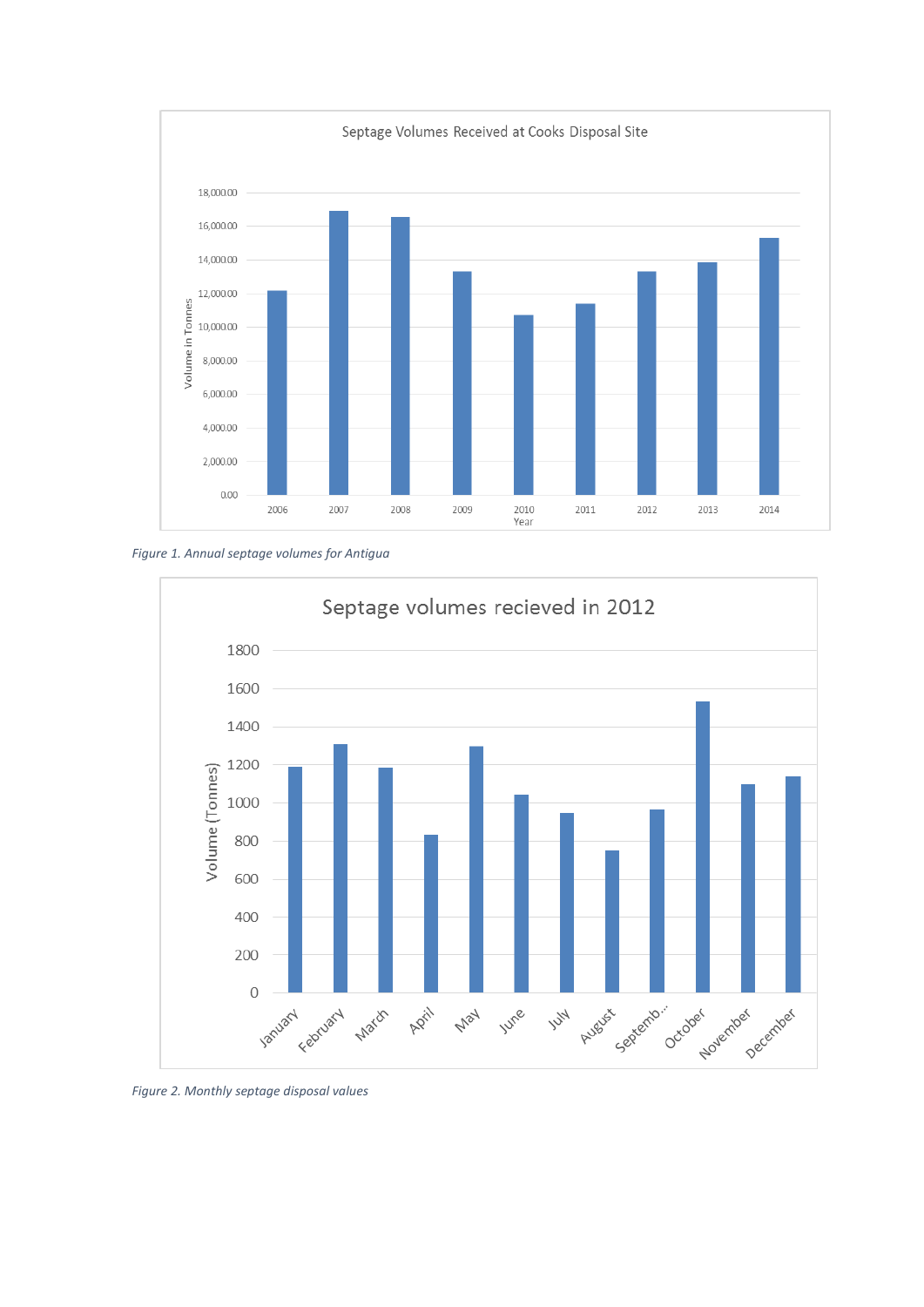*Figure 1. Annual septage volumes for Antigua*

*Figure 2. Monthly septage disposal values*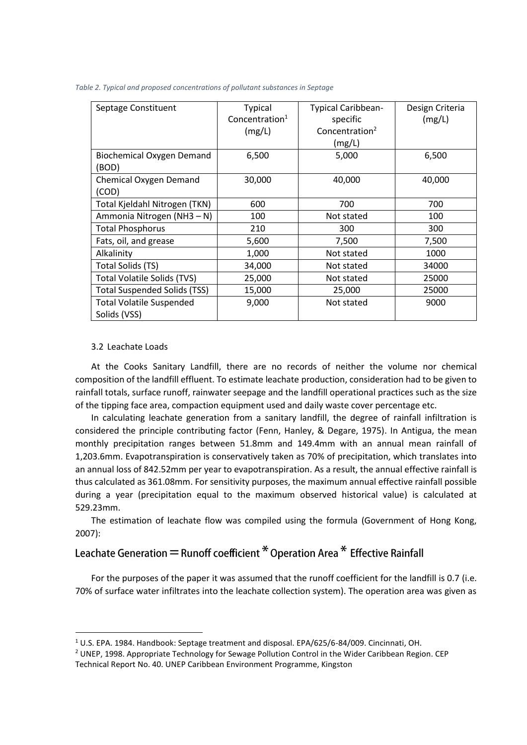*Table 2. Typical and proposed concentrations of pollutant substances in Septage*

| Septage Constituent | Typical Concentration[1] (mg/L) | Typical Caribbean-specific Concentration[2] (mg/L) | Design Criteria (mg/L) |
|---|---|---|---|
| Biochemical Oxygen Demand (BOD) | 6,500 | 5,000 | 6,500 |
| Chemical Oxygen Demand (COD) | 30,000 | 40,000 | 40,000 |
| Total Kjeldahl Nitrogen (TKN) | 600 | 700 | 700 |
| Ammonia Nitrogen ($NH_3 - N$) | 100 | Not stated | 100 |
| Total Phosphorus | 210 | 300 | 300 |
| Fats, oil, and grease | 5,600 | 7,500 | 7,500 |
| Alkalinity | 1,000 | Not stated | 1000 |
| Total Solids (TS) | 34,000 | Not stated | 34000 |
| Total Volatile Solids (TVS) | 25,000 | Not stated | 25000 |
| Total Suspended Solids (TSS) | 15,000 | 25,000 | 25000 |
| Total Volatile Suspended Solids (VSS) | 9,000 | Not stated | 9000 |

### 3.2 Leachate Loads

At the Cooks Sanitary Landfill, there are no records of neither the volume nor chemical composition of the landfill effluent. To estimate leachate production, consideration had to be given to rainfall totals, surface runoff, rainwater seepage and the landfill operational practices such as the size of the tipping face area, compaction equipment used and daily waste cover percentage etc.

In calculating leachate generation from a sanitary landfill, the degree of rainfall infiltration is considered the principle contributing factor (Fenn, Hanley, & Degare, 1975). In Antigua, the mean monthly precipitation ranges between 51.8mm and 149.4mm with an annual mean rainfall of 1,203.6mm. Evapotranspiration is conservatively taken as 70% of precipitation, which translates into an annual loss of 842.52mm per year to evapotranspiration. As a result, the annual effective rainfall is thus calculated as 361.08mm. For sensitivity purposes, the maximum annual effective rainfall possible during a year (precipitation equal to the maximum observed historical value) is calculated at 529.23mm.

The estimation of leachate flow was compiled using the formula (Government of Hong Kong, 2007):

$$\text{Leachate Generation} = \text{Runoff coefficient} * \text{Operation Area} * \text{Effective Rainfall}$$

For the purposes of the paper it was assumed that the runoff coefficient for the landfill is 0.7 (i.e. 70% of surface water infiltrates into the leachate collection system). The operation area was given as

[1] U.S. EPA. 1984. Handbook: Septage treatment and disposal. EPA/625/6-84/009. Cincinnati, OH.

[2] UNEP, 1998. Appropriate Technology for Sewage Pollution Control in the Wider Caribbean Region. CEP Technical Report No. 40. UNEP Caribbean Environment Programme, Kingston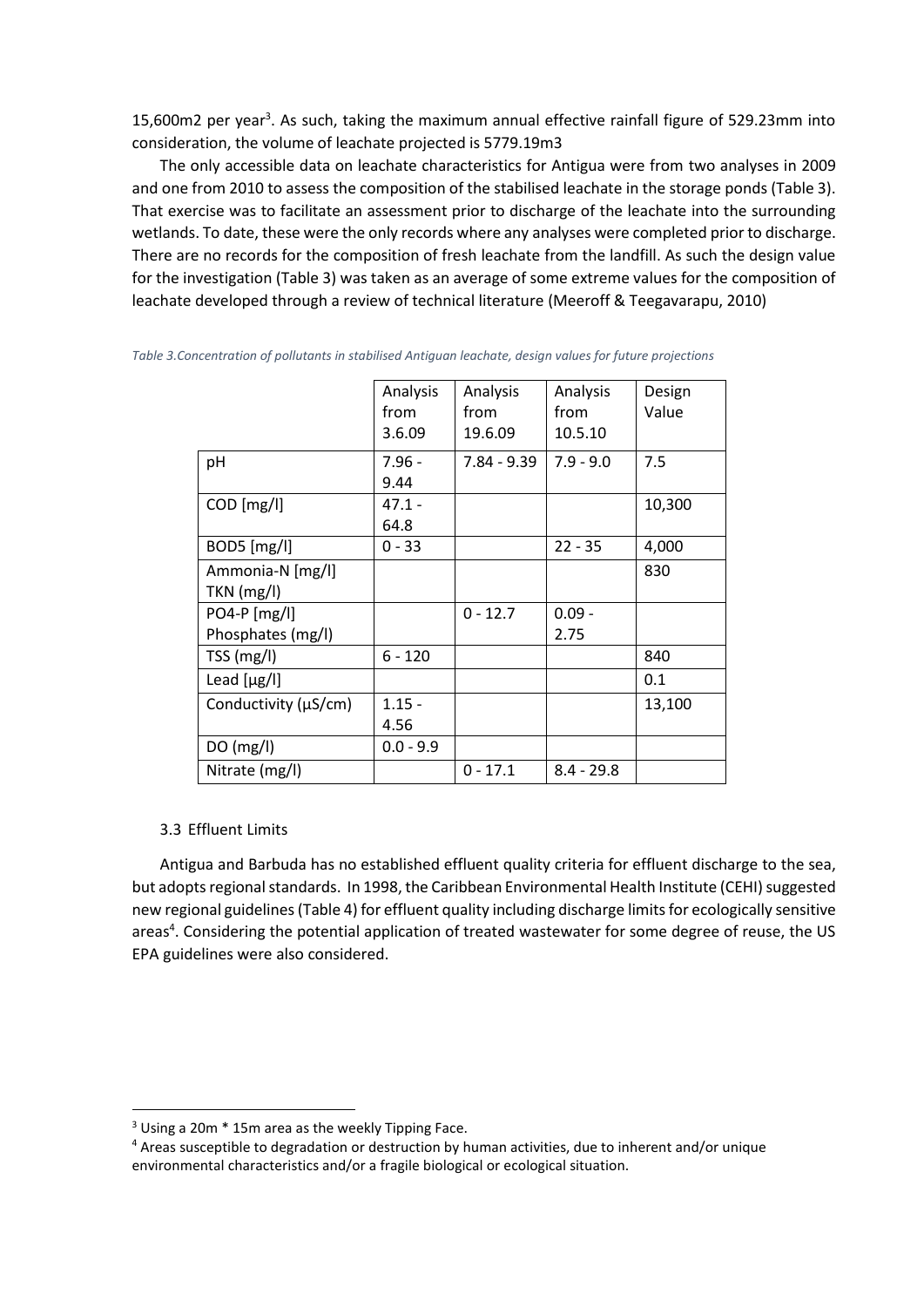15,600m2 per year[3]. As such, taking the maximum annual effective rainfall figure of 529.23mm into consideration, the volume of leachate projected is 5779.19m3

The only accessible data on leachate characteristics for Antigua were from two analyses in 2009 and one from 2010 to assess the composition of the stabilised leachate in the storage ponds (Table 3). That exercise was to facilitate an assessment prior to discharge of the leachate into the surrounding wetlands. To date, these were the only records where any analyses were completed prior to discharge. There are no records for the composition of fresh leachate from the landfill. As such the design value for the investigation (Table 3) was taken as an average of some extreme values for the composition of leachate developed through a review of technical literature (Meeroff & Teegavarapu, 2010)

*Table 3.Concentration of pollutants in stabilised Antiguan leachate, design values for future projections*

| | Analysis from 3.6.09 | Analysis from 19.6.09 | Analysis from 10.5.10 | Design Value |
|---|---|---|---|---|
| pH | 7.96 - 9.44 | 7.84 - 9.39 | 7.9 - 9.0 | 7.5 |
| COD [mg/l] | 47.1 - 64.8 | | | 10,300 |
| BOD5 [mg/l] | 0 - 33 | | 22 - 35 | 4,000 |
| Ammonia-N [mg/l] TKN (mg/l) | | | | 830 |
| PO4-P [mg/l] Phosphates (mg/l) | | 0 - 12.7 | 0.09 - 2.75 | |
| TSS (mg/l) | 6 - 120 | | | 840 |
| Lead [µg/l] | | | | 0.1 |
| Conductivity (µS/cm) | 1.15 - 4.56 | | | 13,100 |
| DO (mg/l) | 0.0 - 9.9 | | | |
| Nitrate (mg/l) | | 0 - 17.1 | 8.4 - 29.8 | |

### 3.3 Effluent Limits

Antigua and Barbuda has no established effluent quality criteria for effluent discharge to the sea, but adopts regional standards. In 1998, the Caribbean Environmental Health Institute (CEHI) suggested new regional guidelines (Table 4) for effluent quality including discharge limits for ecologically sensitive areas[4]. Considering the potential application of treated wastewater for some degree of reuse, the US EPA guidelines were also considered.

---

[3] Using a 20m * 15m area as the weekly Tipping Face.

[4] Areas susceptible to degradation or destruction by human activities, due to inherent and/or unique environmental characteristics and/or a fragile biological or ecological situation.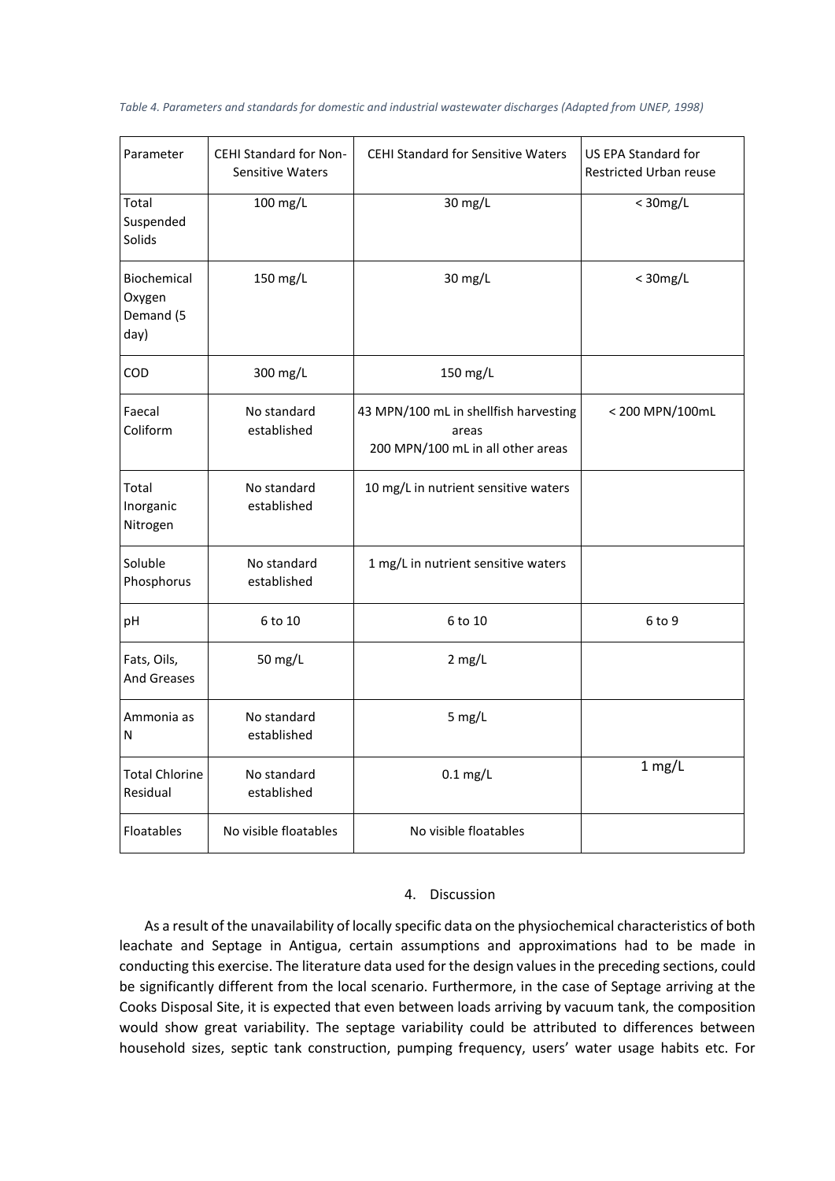*Table 4. Parameters and standards for domestic and industrial wastewater discharges (Adapted from UNEP, 1998)*

| Parameter | CEHI Standard for Non-Sensitive Waters | CEHI Standard for Sensitive Waters | US EPA Standard for Restricted Urban reuse |
|---|---|---|---|
| Total Suspended Solids | 100 mg/L | 30 mg/L | < 30mg/L |
| Biochemical Oxygen Demand (5 day) | 150 mg/L | 30 mg/L | < 30mg/L |
| COD | 300 mg/L | 150 mg/L | |
| Faecal Coliform | No standard established | 43 MPN/100 mL in shellfish harvesting areas<br>200 MPN/100 mL in all other areas | < 200 MPN/100mL |
| Total Inorganic Nitrogen | No standard established | 10 mg/L in nutrient sensitive waters | |
| Soluble Phosphorus | No standard established | 1 mg/L in nutrient sensitive waters | |
| pH | 6 to 10 | 6 to 10 | 6 to 9 |
| Fats, Oils, And Greases | 50 mg/L | 2 mg/L | |
| Ammonia as N | No standard established | 5 mg/L | |
| Total Chlorine Residual | No standard established | 0.1 mg/L | 1 mg/L |
| Floatables | No visible floatables | No visible floatables | |

## 4. Discussion

As a result of the unavailability of locally specific data on the physiochemical characteristics of both leachate and Septage in Antigua, certain assumptions and approximations had to be made in conducting this exercise. The literature data used for the design values in the preceding sections, could be significantly different from the local scenario. Furthermore, in the case of Septage arriving at the Cooks Disposal Site, it is expected that even between loads arriving by vacuum tank, the composition would show great variability. The septage variability could be attributed to differences between household sizes, septic tank construction, pumping frequency, users' water usage habits etc. For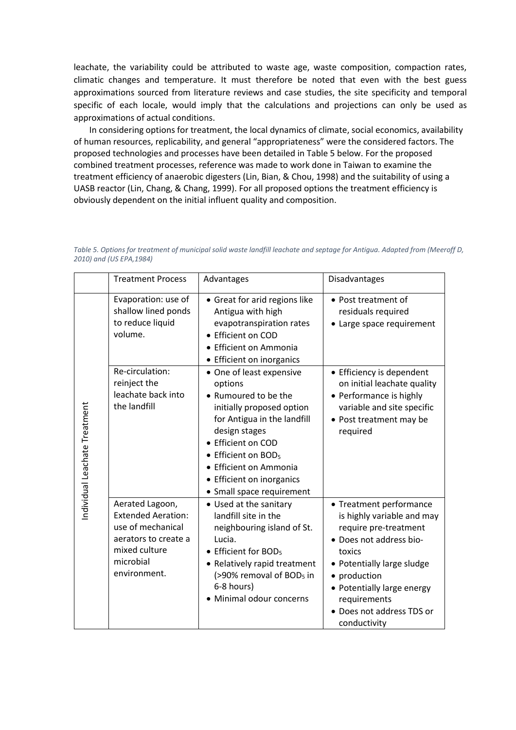leachate, the variability could be attributed to waste age, waste composition, compaction rates, climatic changes and temperature. It must therefore be noted that even with the best guess approximations sourced from literature reviews and case studies, the site specificity and temporal specific of each locale, would imply that the calculations and projections can only be used as approximations of actual conditions.

In considering options for treatment, the local dynamics of climate, social economics, availability of human resources, replicability, and general "appropriateness" were the considered factors. The proposed technologies and processes have been detailed in Table 5 below. For the proposed combined treatment processes, reference was made to work done in Taiwan to examine the treatment efficiency of anaerobic digesters (Lin, Bian, & Chou, 1998) and the suitability of using a UASB reactor (Lin, Chang, & Chang, 1999). For all proposed options the treatment efficiency is obviously dependent on the initial influent quality and composition.

*Table 5. Options for treatment of municipal solid waste landfill leachate and septage for Antigua. Adapted from (Meeroff D, 2010) and (US EPA,1984)*

| | Treatment Process | Advantages | Disadvantages |
|---|---|---|---|
| Individual Leachate Treatment | Evaporation: use of shallow lined ponds to reduce liquid volume. | • Great for arid regions like Antigua with high evapotranspiration rates<br>• Efficient on COD<br>• Efficient on Ammonia<br>• Efficient on inorganics | • Post treatment of residuals required<br>• Large space requirement |
| | Re-circulation: reinject the leachate back into the landfill | • One of least expensive options<br>• Rumoured to be the initially proposed option for Antigua in the landfill design stages<br>• Efficient on COD<br>• Efficient on $BOD_5$<br>• Efficient on Ammonia<br>• Efficient on inorganics<br>• Small space requirement | • Efficiency is dependent on initial leachate quality<br>• Performance is highly variable and site specific<br>• Post treatment may be required |
| | Aerated Lagoon, Extended Aeration: use of mechanical aerators to create a mixed culture microbial environment. | • Used at the sanitary landfill site in the neighbouring island of St. Lucia.<br>• Efficient for $BOD_5$<br>• Relatively rapid treatment (>90% removal of $BOD_5$ in 6-8 hours)<br>• Minimal odour concerns | • Treatment performance is highly variable and may require pre-treatment<br>• Does not address bio-toxics<br>• Potentially large sludge<br>• production<br>• Potentially large energy requirements<br>• Does not address TDS or conductivity |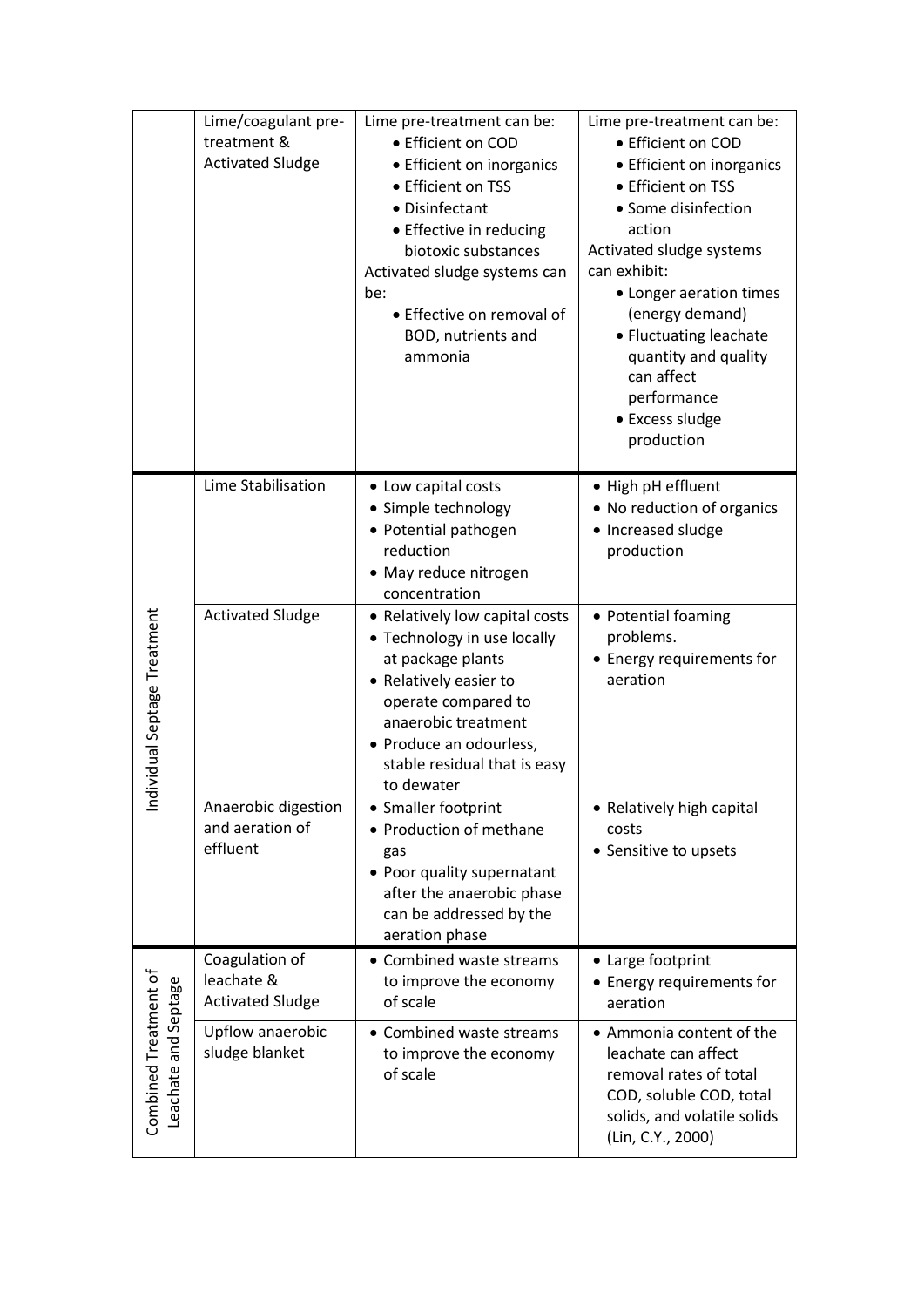| | | | |
|---|---|---|---|
| | Lime/coagulant pre-treatment & Activated Sludge | Lime pre-treatment can be: <br>• Efficient on COD <br>• Efficient on inorganics <br>• Efficient on TSS <br>• Disinfectant <br>• Effective in reducing biotoxic substances <br>Activated sludge systems can be: <br>• Effective on removal of BOD, nutrients and ammonia | Lime pre-treatment can be: <br>• Efficient on COD <br>• Efficient on inorganics <br>• Efficient on TSS <br>• Some disinfection action <br>Activated sludge systems can exhibit: <br>• Longer aeration times (energy demand) <br>• Fluctuating leachate quantity and quality can affect performance <br>• Excess sludge production |
| Individual Septage Treatment | Lime Stabilisation | • Low capital costs <br>• Simple technology <br>• Potential pathogen reduction <br>• May reduce nitrogen concentration | • High pH effluent <br>• No reduction of organics <br>• Increased sludge production |
| | Activated Sludge | • Relatively low capital costs <br>• Technology in use locally at package plants <br>• Relatively easier to operate compared to anaerobic treatment <br>• Produce an odourless, stable residual that is easy to dewater | • Potential foaming problems. <br>• Energy requirements for aeration |
| | Anaerobic digestion and aeration of effluent | • Smaller footprint <br>• Production of methane gas <br>• Poor quality supernatant after the anaerobic phase can be addressed by the aeration phase | • Relatively high capital costs <br>• Sensitive to upsets |
| Combined Treatment of Leachate and Septage | Coagulation of leachate & Activated Sludge | • Combined waste streams to improve the economy of scale | • Large footprint <br>• Energy requirements for aeration |
| | Upflow anaerobic sludge blanket | • Combined waste streams to improve the economy of scale | • Ammonia content of the leachate can affect removal rates of total COD, soluble COD, total solids, and volatile solids (Lin, C.Y., 2000) |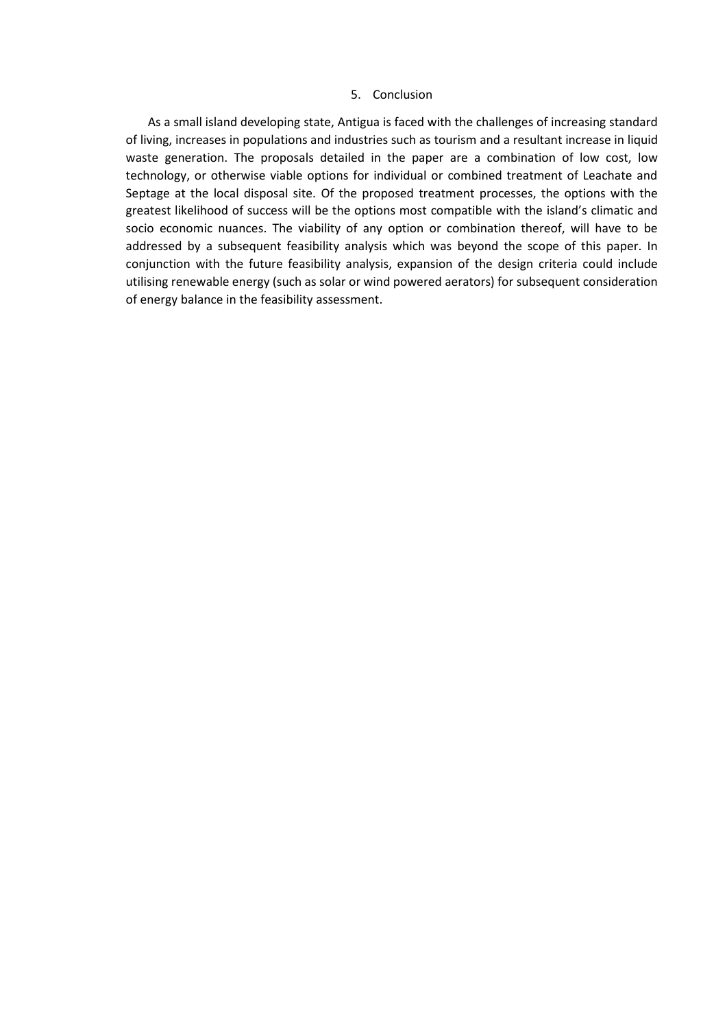## 5. Conclusion

As a small island developing state, Antigua is faced with the challenges of increasing standard of living, increases in populations and industries such as tourism and a resultant increase in liquid waste generation. The proposals detailed in the paper are a combination of low cost, low technology, or otherwise viable options for individual or combined treatment of Leachate and Septage at the local disposal site. Of the proposed treatment processes, the options with the greatest likelihood of success will be the options most compatible with the island's climatic and socio economic nuances. The viability of any option or combination thereof, will have to be addressed by a subsequent feasibility analysis which was beyond the scope of this paper. In conjunction with the future feasibility analysis, expansion of the design criteria could include utilising renewable energy (such as solar or wind powered aerators) for subsequent consideration of energy balance in the feasibility assessment.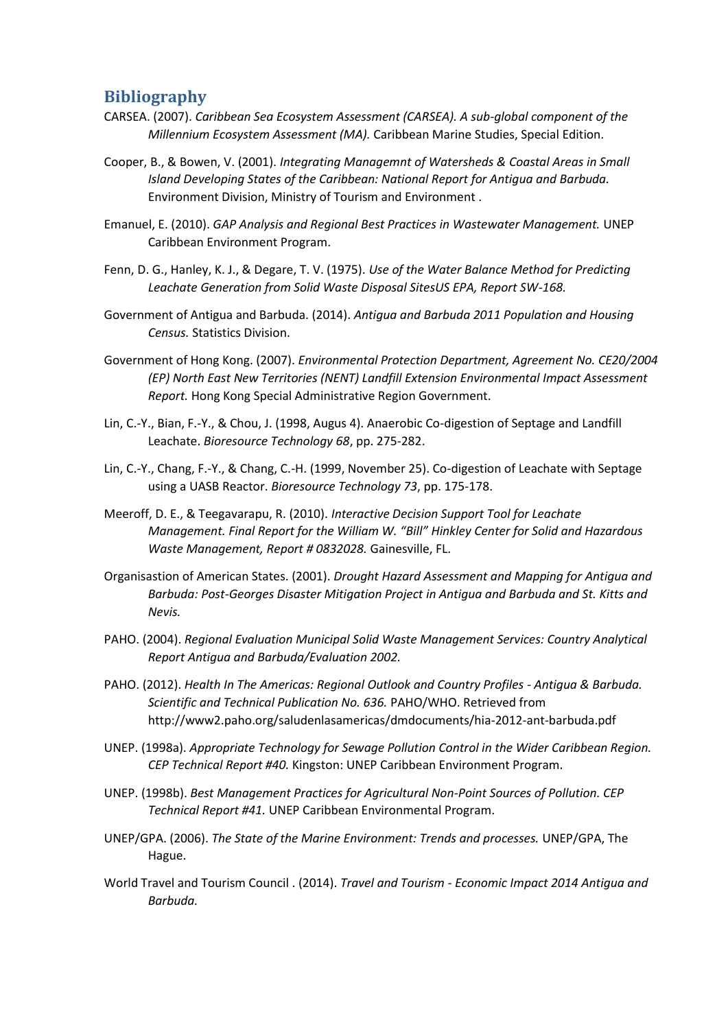## Bibliography

CARSEA. (2007). *Caribbean Sea Ecosystem Assessment (CARSEA). A sub-global component of the Millennium Ecosystem Assessment (MA).* Caribbean Marine Studies, Special Edition.

Cooper, B., & Bowen, V. (2001). *Integrating Managemnt of Watersheds & Coastal Areas in Small Island Developing States of the Caribbean: National Report for Antigua and Barbuda.* Environment Division, Ministry of Tourism and Environment .

Emanuel, E. (2010). *GAP Analysis and Regional Best Practices in Wastewater Management.* UNEP Caribbean Environment Program.

Fenn, D. G., Hanley, K. J., & Degare, T. V. (1975). *Use of the Water Balance Method for Predicting Leachate Generation from Solid Waste Disposal SitesUS EPA, Report SW-168.*

Government of Antigua and Barbuda. (2014). *Antigua and Barbuda 2011 Population and Housing Census.* Statistics Division.

Government of Hong Kong. (2007). *Environmental Protection Department, Agreement No. CE20/2004 (EP) North East New Territories (NENT) Landfill Extension Environmental Impact Assessment Report.* Hong Kong Special Administrative Region Government.

Lin, C.-Y., Bian, F.-Y., & Chou, J. (1998, Augus 4). Anaerobic Co-digestion of Septage and Landfill Leachate. *Bioresource Technology 68*, pp. 275-282.

Lin, C.-Y., Chang, F.-Y., & Chang, C.-H. (1999, November 25). Co-digestion of Leachate with Septage using a UASB Reactor. *Bioresource Technology 73*, pp. 175-178.

Meeroff, D. E., & Teegavarapu, R. (2010). *Interactive Decision Support Tool for Leachate Management. Final Report for the William W. "Bill" Hinkley Center for Solid and Hazardous Waste Management, Report # 0832028.* Gainesville, FL.

Organisastion of American States. (2001). *Drought Hazard Assessment and Mapping for Antigua and Barbuda: Post-Georges Disaster Mitigation Project in Antigua and Barbuda and St. Kitts and Nevis.*

PAHO. (2004). *Regional Evaluation Municipal Solid Waste Management Services: Country Analytical Report Antigua and Barbuda/Evaluation 2002.*

PAHO. (2012). *Health In The Americas: Regional Outlook and Country Profiles - Antigua & Barbuda. Scientific and Technical Publication No. 636.* PAHO/WHO. Retrieved from http://www2.paho.org/saludenlasamericas/dmdocuments/hia-2012-ant-barbuda.pdf

UNEP. (1998a). *Appropriate Technology for Sewage Pollution Control in the Wider Caribbean Region. CEP Technical Report #40.* Kingston: UNEP Caribbean Environment Program.

UNEP. (1998b). *Best Management Practices for Agricultural Non-Point Sources of Pollution. CEP Technical Report #41.* UNEP Caribbean Environmental Program.

UNEP/GPA. (2006). *The State of the Marine Environment: Trends and processes.* UNEP/GPA, The Hague.

World Travel and Tourism Council . (2014). *Travel and Tourism - Economic Impact 2014 Antigua and Barbuda.*